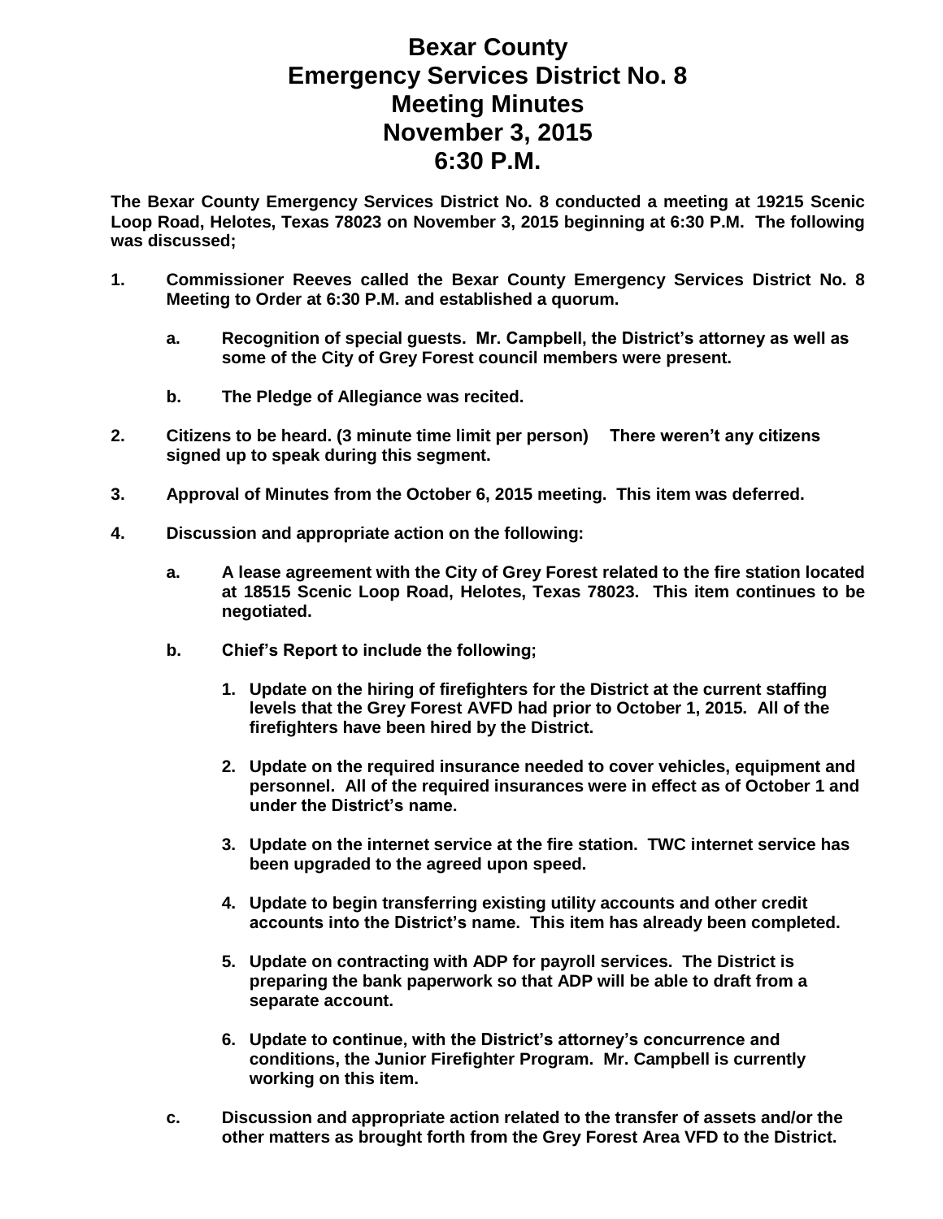# Bexar County Emergency Services District No. 8 Meeting Minutes November 3, 2015 6:30 P.M.

**The Bexar County Emergency Services District No. 8 conducted a meeting at 19215 Scenic Loop Road, Helotes, Texas 78023 on November 3, 2015 beginning at 6:30 P.M. The following was discussed;**

1. **Commissioner Reeves called the Bexar County Emergency Services District No. 8 Meeting to Order at 6:30 P.M. and established a quorum.**

   a. **Recognition of special guests. Mr. Campbell, the District's attorney as well as some of the City of Grey Forest council members were present.**

   b. **The Pledge of Allegiance was recited.**

2. **Citizens to be heard. (3 minute time limit per person) There weren't any citizens signed up to speak during this segment.**

3. **Approval of Minutes from the October 6, 2015 meeting. This item was deferred.**

4. **Discussion and appropriate action on the following:**

   a. **A lease agreement with the City of Grey Forest related to the fire station located at 18515 Scenic Loop Road, Helotes, Texas 78023. This item continues to be negotiated.**

   b. **Chief's Report to include the following;**

      1. **Update on the hiring of firefighters for the District at the current staffing levels that the Grey Forest AVFD had prior to October 1, 2015. All of the firefighters have been hired by the District.**

      2. **Update on the required insurance needed to cover vehicles, equipment and personnel. All of the required insurances were in effect as of October 1 and under the District's name.**

      3. **Update on the internet service at the fire station. TWC internet service has been upgraded to the agreed upon speed.**

      4. **Update to begin transferring existing utility accounts and other credit accounts into the District's name. This item has already been completed.**

      5. **Update on contracting with ADP for payroll services. The District is preparing the bank paperwork so that ADP will be able to draft from a separate account.**

      6. **Update to continue, with the District's attorney's concurrence and conditions, the Junior Firefighter Program. Mr. Campbell is currently working on this item.**

   c. **Discussion and appropriate action related to the transfer of assets and/or the other matters as brought forth from the Grey Forest Area VFD to the District.**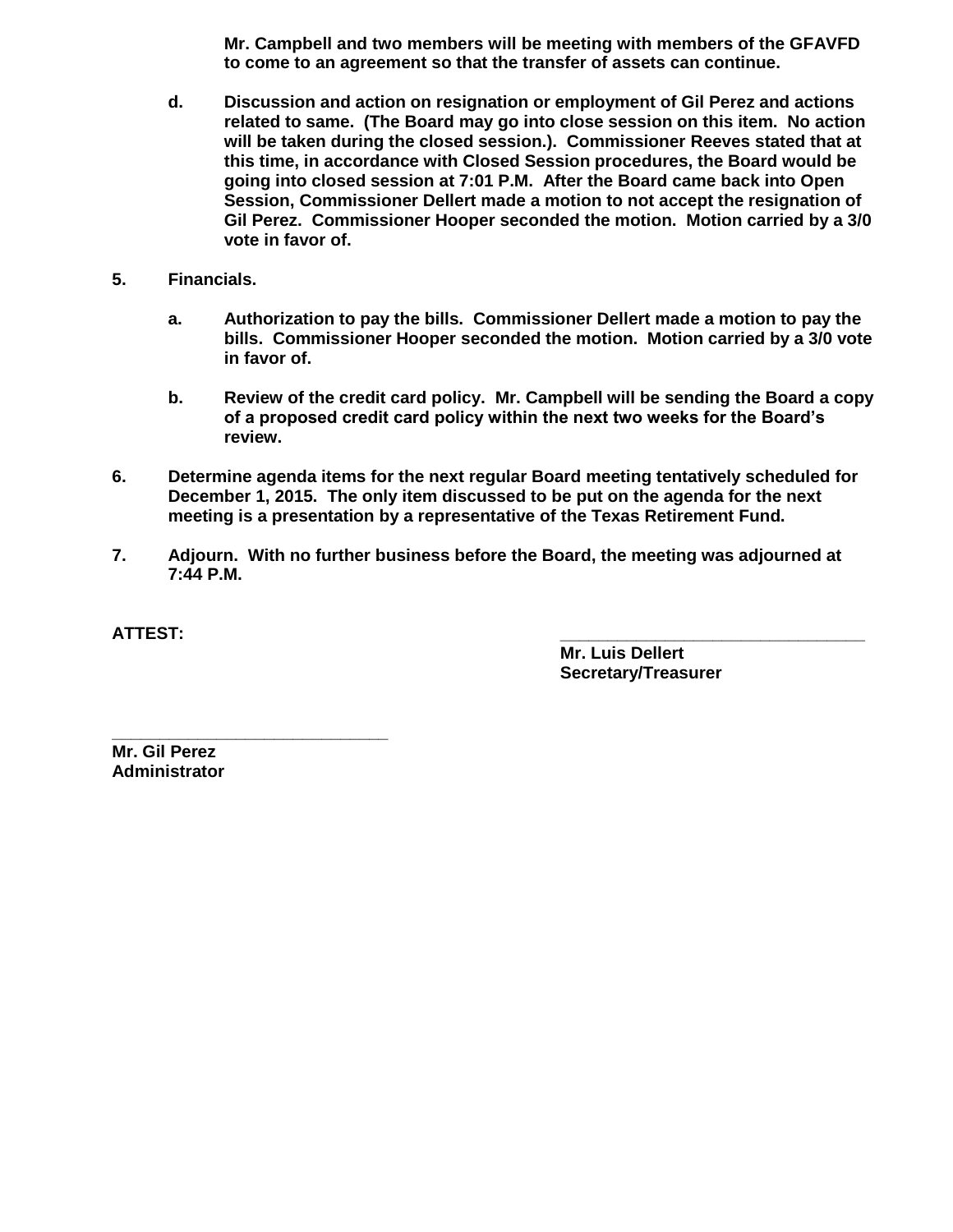**Mr. Campbell and two members will be meeting with members of the GFAVFD to come to an agreement so that the transfer of assets can continue.**

**d. Discussion and action on resignation or employment of Gil Perez and actions related to same. (The Board may go into close session on this item. No action will be taken during the closed session.). Commissioner Reeves stated that at this time, in accordance with Closed Session procedures, the Board would be going into closed session at 7:01 P.M. After the Board came back into Open Session, Commissioner Dellert made a motion to not accept the resignation of Gil Perez. Commissioner Hooper seconded the motion. Motion carried by a 3/0 vote in favor of.**

**5. Financials.**

**a. Authorization to pay the bills. Commissioner Dellert made a motion to pay the bills. Commissioner Hooper seconded the motion. Motion carried by a 3/0 vote in favor of.**

**b. Review of the credit card policy. Mr. Campbell will be sending the Board a copy of a proposed credit card policy within the next two weeks for the Board's review.**

**6. Determine agenda items for the next regular Board meeting tentatively scheduled for December 1, 2015. The only item discussed to be put on the agenda for the next meeting is a presentation by a representative of the Texas Retirement Fund.**

**7. Adjourn. With no further business before the Board, the meeting was adjourned at 7:44 P.M.**

**ATTEST:**

\_\_\_\_\_\_\_\_\_\_\_\_\_\_\_\_\_\_\_\_\_\_\_\_\_\_\_\_\_\_\_\_\_\_
**Mr. Luis Dellert**
**Secretary/Treasurer**

\_\_\_\_\_\_\_\_\_\_\_\_\_\_\_\_\_\_\_\_\_\_\_\_\_\_\_\_\_\_\_\_
**Mr. Gil Perez**
**Administrator**